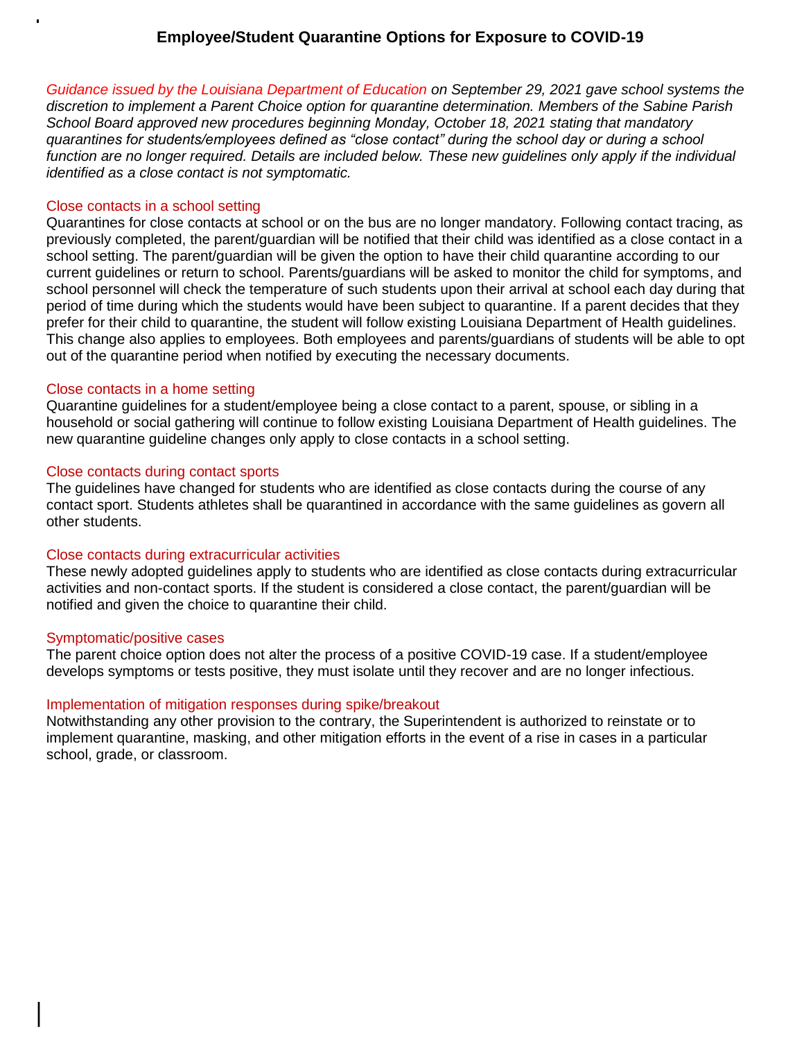# Employee/Student Quarantine Options for Exposure to COVID-19

*Guidance issued by the Louisiana Department of Education on September 29, 2021 gave school systems the discretion to implement a Parent Choice option for quarantine determination. Members of the Sabine Parish School Board approved new procedures beginning Monday, October 18, 2021 stating that mandatory quarantines for students/employees defined as "close contact" during the school day or during a school function are no longer required. Details are included below. These new guidelines only apply if the individual identified as a close contact is not symptomatic.*

## Close contacts in a school setting

Quarantines for close contacts at school or on the bus are no longer mandatory. Following contact tracing, as previously completed, the parent/guardian will be notified that their child was identified as a close contact in a school setting. The parent/guardian will be given the option to have their child quarantine according to our current guidelines or return to school. Parents/guardians will be asked to monitor the child for symptoms, and school personnel will check the temperature of such students upon their arrival at school each day during that period of time during which the students would have been subject to quarantine. If a parent decides that they prefer for their child to quarantine, the student will follow existing Louisiana Department of Health guidelines. This change also applies to employees. Both employees and parents/guardians of students will be able to opt out of the quarantine period when notified by executing the necessary documents.

## Close contacts in a home setting

Quarantine guidelines for a student/employee being a close contact to a parent, spouse, or sibling in a household or social gathering will continue to follow existing Louisiana Department of Health guidelines. The new quarantine guideline changes only apply to close contacts in a school setting.

## Close contacts during contact sports

The guidelines have changed for students who are identified as close contacts during the course of any contact sport. Students athletes shall be quarantined in accordance with the same guidelines as govern all other students.

## Close contacts during extracurricular activities

These newly adopted guidelines apply to students who are identified as close contacts during extracurricular activities and non-contact sports. If the student is considered a close contact, the parent/guardian will be notified and given the choice to quarantine their child.

## Symptomatic/positive cases

The parent choice option does not alter the process of a positive COVID-19 case. If a student/employee develops symptoms or tests positive, they must isolate until they recover and are no longer infectious.

## Implementation of mitigation responses during spike/breakout

Notwithstanding any other provision to the contrary, the Superintendent is authorized to reinstate or to implement quarantine, masking, and other mitigation efforts in the event of a rise in cases in a particular school, grade, or classroom.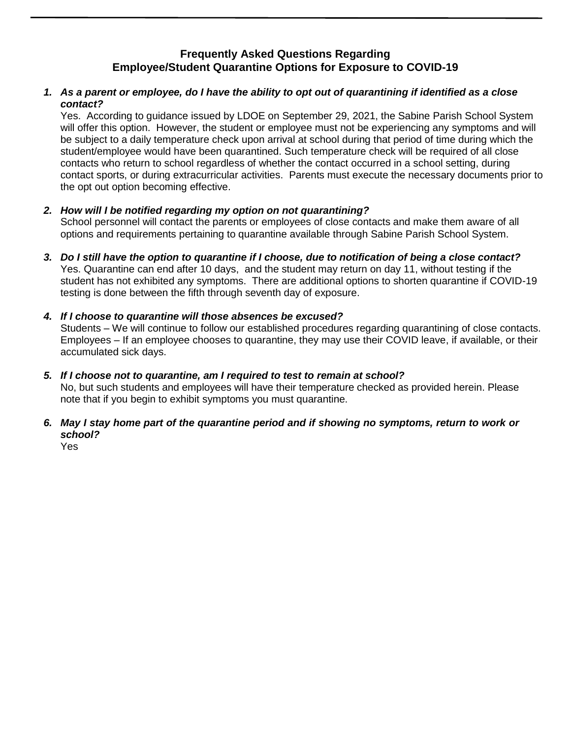## Frequently Asked Questions Regarding Employee/Student Quarantine Options for Exposure to COVID-19

1. ***As a parent or employee, do I have the ability to opt out of quarantining if identified as a close contact?***
   Yes. According to guidance issued by LDOE on September 29, 2021, the Sabine Parish School System will offer this option. However, the student or employee must not be experiencing any symptoms and will be subject to a daily temperature check upon arrival at school during that period of time during which the student/employee would have been quarantined. Such temperature check will be required of all close contacts who return to school regardless of whether the contact occurred in a school setting, during contact sports, or during extracurricular activities. Parents must execute the necessary documents prior to the opt out option becoming effective.

2. ***How will I be notified regarding my option on not quarantining?***
   School personnel will contact the parents or employees of close contacts and make them aware of all options and requirements pertaining to quarantine available through Sabine Parish School System.

3. ***Do I still have the option to quarantine if I choose, due to notification of being a close contact?***
   Yes. Quarantine can end after 10 days, and the student may return on day 11, without testing if the student has not exhibited any symptoms. There are additional options to shorten quarantine if COVID-19 testing is done between the fifth through seventh day of exposure.

4. ***If I choose to quarantine will those absences be excused?***
   Students – We will continue to follow our established procedures regarding quarantining of close contacts.
   Employees – If an employee chooses to quarantine, they may use their COVID leave, if available, or their accumulated sick days.

5. ***If I choose not to quarantine, am I required to test to remain at school?***
   No, but such students and employees will have their temperature checked as provided herein. Please note that if you begin to exhibit symptoms you must quarantine.

6. ***May I stay home part of the quarantine period and if showing no symptoms, return to work or school?***
   Yes